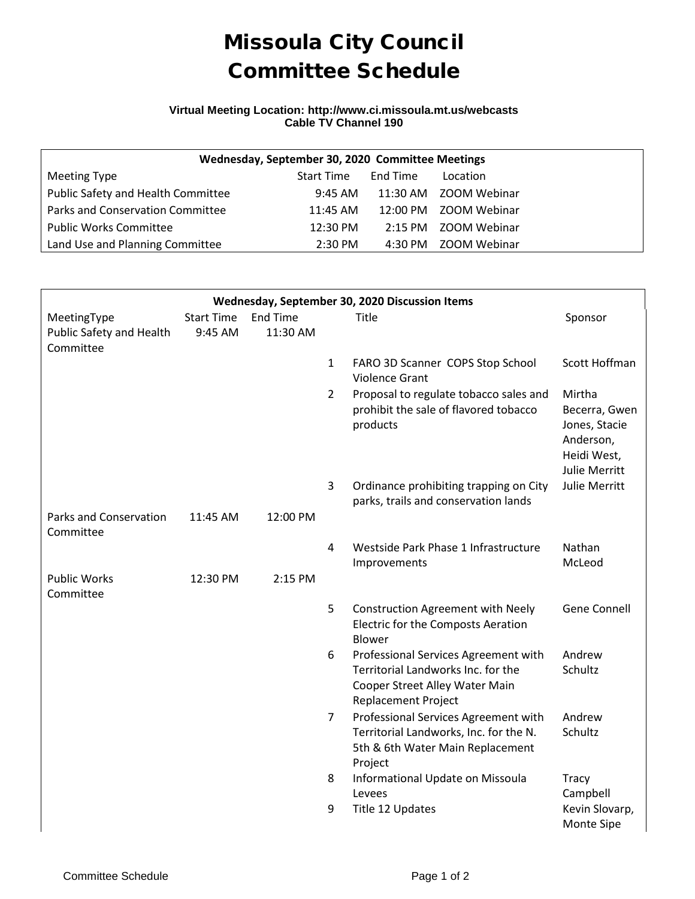# Missoula City Council
# Committee Schedule

**Virtual Meeting Location: http://www.ci.missoula.mt.us/webcasts**
**Cable TV Channel 190**

| Wednesday, September 30, 2020 Committee Meetings | | | |
|---|---|---|---|
| Meeting Type | Start Time | End Time | Location |
| Public Safety and Health Committee | 9:45 AM | 11:30 AM | ZOOM Webinar |
| Parks and Conservation Committee | 11:45 AM | 12:00 PM | ZOOM Webinar |
| Public Works Committee | 12:30 PM | 2:15 PM | ZOOM Webinar |
| Land Use and Planning Committee | 2:30 PM | 4:30 PM | ZOOM Webinar |

| Wednesday, September 30, 2020 Discussion Items | | | | | |
|---|---|---|---|---|---|
| MeetingType | Start Time | End Time | | Title | Sponsor |
| Public Safety and Health Committee | 9:45 AM | 11:30 AM | | | |
| | | | 1 | FARO 3D Scanner COPS Stop School Violence Grant | Scott Hoffman |
| | | | 2 | Proposal to regulate tobacco sales and prohibit the sale of flavored tobacco products | Mirtha Becerra, Gwen Jones, Stacie Anderson, Heidi West, Julie Merritt |
| | | | 3 | Ordinance prohibiting trapping on City parks, trails and conservation lands | Julie Merritt |
| Parks and Conservation Committee | 11:45 AM | 12:00 PM | | | |
| | | | 4 | Westside Park Phase 1 Infrastructure Improvements | Nathan McLeod |
| Public Works Committee | 12:30 PM | 2:15 PM | | | |
| | | | 5 | Construction Agreement with Neely Electric for the Composts Aeration Blower | Gene Connell |
| | | | 6 | Professional Services Agreement with Territorial Landworks Inc. for the Cooper Street Alley Water Main Replacement Project | Andrew Schultz |
| | | | 7 | Professional Services Agreement with Territorial Landworks, Inc. for the N. 5th & 6th Water Main Replacement Project | Andrew Schultz |
| | | | 8 | Informational Update on Missoula Levees | Tracy Campbell |
| | | | 9 | Title 12 Updates | Kevin Slovarp, Monte Sipe |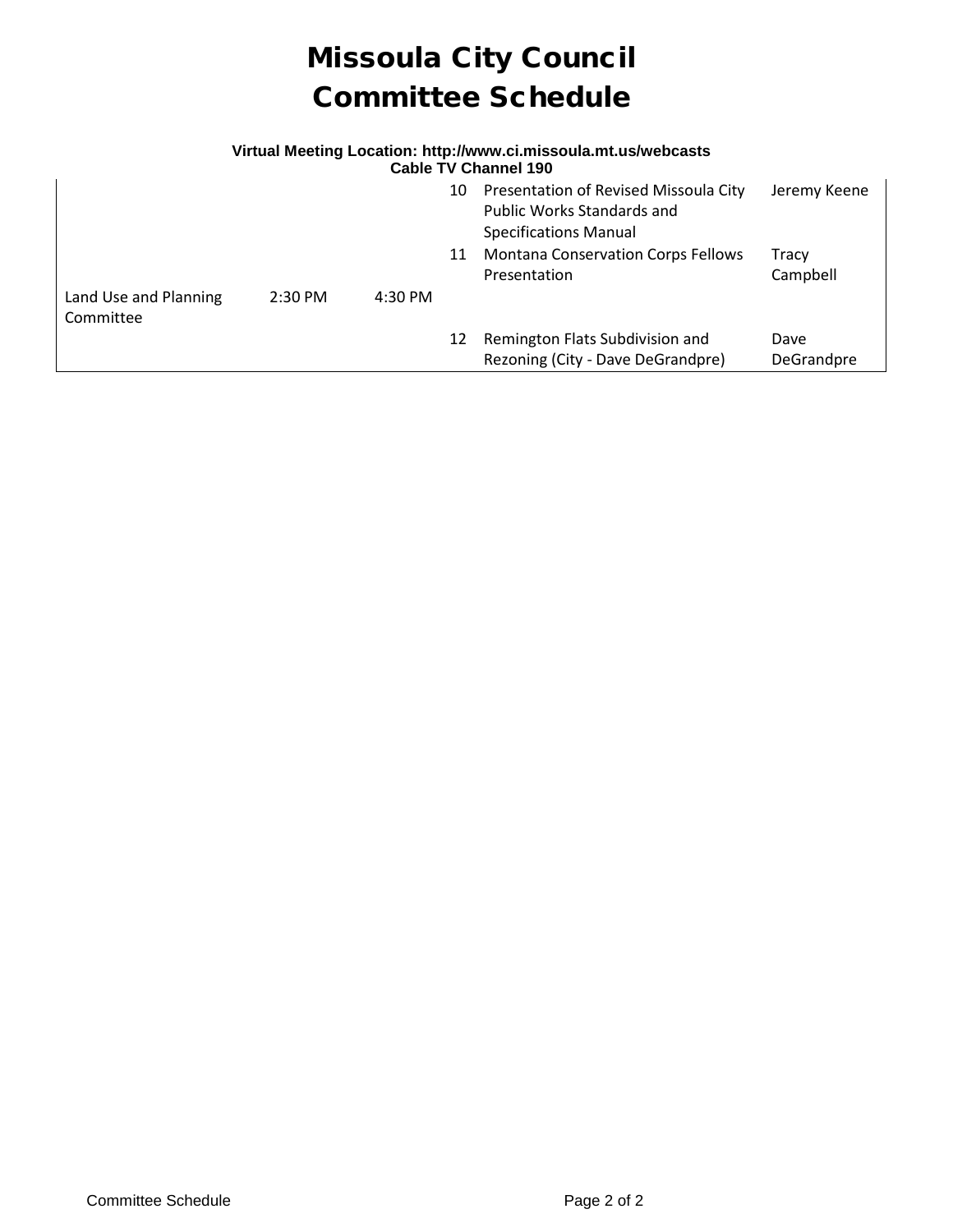# Missoula City Council
# Committee Schedule

**Virtual Meeting Location: http://www.ci.missoula.mt.us/webcasts**
**Cable TV Channel 190**

| | | | | | |
|---|---|---|---|---|---|
| | | | 10 | Presentation of Revised Missoula City Public Works Standards and Specifications Manual | Jeremy Keene |
| | | | 11 | Montana Conservation Corps Fellows Presentation | Tracy Campbell |
| Land Use and Planning Committee | 2:30 PM | 4:30 PM | | | |
| | | | 12 | Remington Flats Subdivision and Rezoning (City - Dave DeGrandpre) | Dave DeGrandpre |